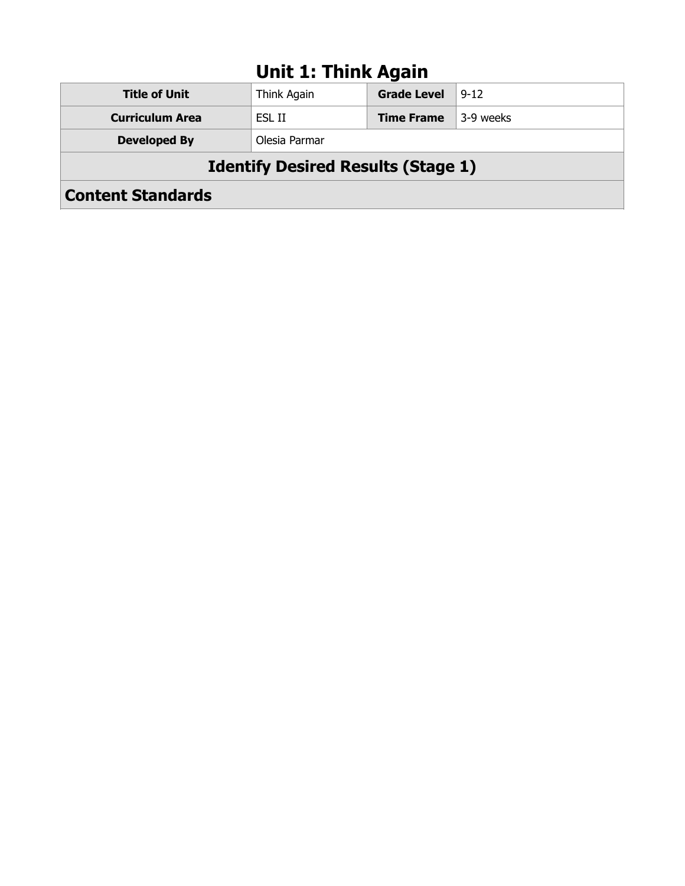# Unit 1: Think Again

| Title of Unit | Think Again | Grade Level | 9-12 |
| --- | --- | --- | --- |
| Curriculum Area | ESL II | Time Frame | 3-9 weeks |
| Developed By | Olesia Parmar | | |

## Identify Desired Results (Stage 1)

## Content Standards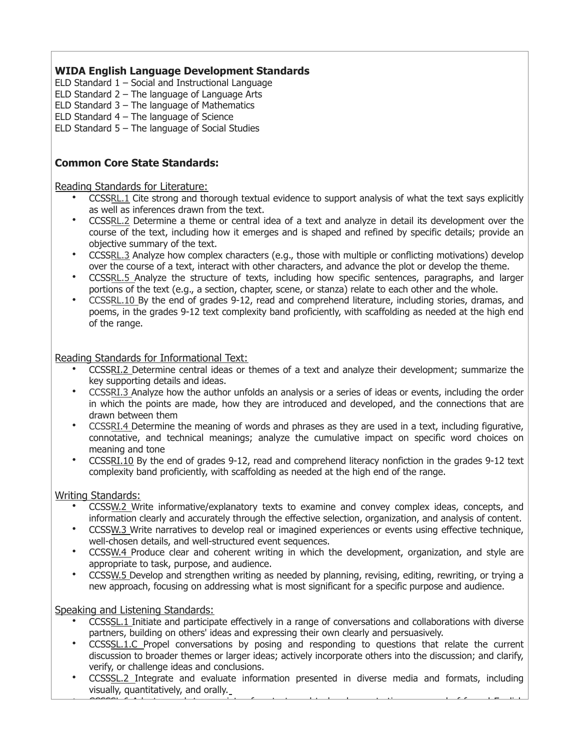**WIDA English Language Development Standards**

ELD Standard 1 – Social and Instructional Language
ELD Standard 2 – The language of Language Arts
ELD Standard 3 – The language of Mathematics
ELD Standard 4 – The language of Science
ELD Standard 5 – The language of Social Studies

**Common Core State Standards:**

Reading Standards for Literature:

- CCSSRL.1 Cite strong and thorough textual evidence to support analysis of what the text says explicitly as well as inferences drawn from the text.
- CCSSRL.2 Determine a theme or central idea of a text and analyze in detail its development over the course of the text, including how it emerges and is shaped and refined by specific details; provide an objective summary of the text.
- CCSSRL.3 Analyze how complex characters (e.g., those with multiple or conflicting motivations) develop over the course of a text, interact with other characters, and advance the plot or develop the theme.
- CCSSRL.5 Analyze the structure of texts, including how specific sentences, paragraphs, and larger portions of the text (e.g., a section, chapter, scene, or stanza) relate to each other and the whole.
- CCSSRL.10 By the end of grades 9-12, read and comprehend literature, including stories, dramas, and poems, in the grades 9-12 text complexity band proficiently, with scaffolding as needed at the high end of the range.

Reading Standards for Informational Text:

- CCSSRI.2 Determine central ideas or themes of a text and analyze their development; summarize the key supporting details and ideas.
- CCSSRI.3 Analyze how the author unfolds an analysis or a series of ideas or events, including the order in which the points are made, how they are introduced and developed, and the connections that are drawn between them
- CCSSRI.4 Determine the meaning of words and phrases as they are used in a text, including figurative, connotative, and technical meanings; analyze the cumulative impact on specific word choices on meaning and tone
- CCSSRI.10 By the end of grades 9-12, read and comprehend literacy nonfiction in the grades 9-12 text complexity band proficiently, with scaffolding as needed at the high end of the range.

Writing Standards:

- CCSSW.2 Write informative/explanatory texts to examine and convey complex ideas, concepts, and information clearly and accurately through the effective selection, organization, and analysis of content.
- CCSSW.3 Write narratives to develop real or imagined experiences or events using effective technique, well-chosen details, and well-structured event sequences.
- CCSSW.4 Produce clear and coherent writing in which the development, organization, and style are appropriate to task, purpose, and audience.
- CCSSW.5 Develop and strengthen writing as needed by planning, revising, editing, rewriting, or trying a new approach, focusing on addressing what is most significant for a specific purpose and audience.

Speaking and Listening Standards:

- CCSSSL.1 Initiate and participate effectively in a range of conversations and collaborations with diverse partners, building on others' ideas and expressing their own clearly and persuasively.
- CCSSSL.1.C Propel conversations by posing and responding to questions that relate the current discussion to broader themes or larger ideas; actively incorporate others into the discussion; and clarify, verify, or challenge ideas and conclusions.
- CCSSSL.2 Integrate and evaluate information presented in diverse media and formats, including visually, quantitatively, and orally.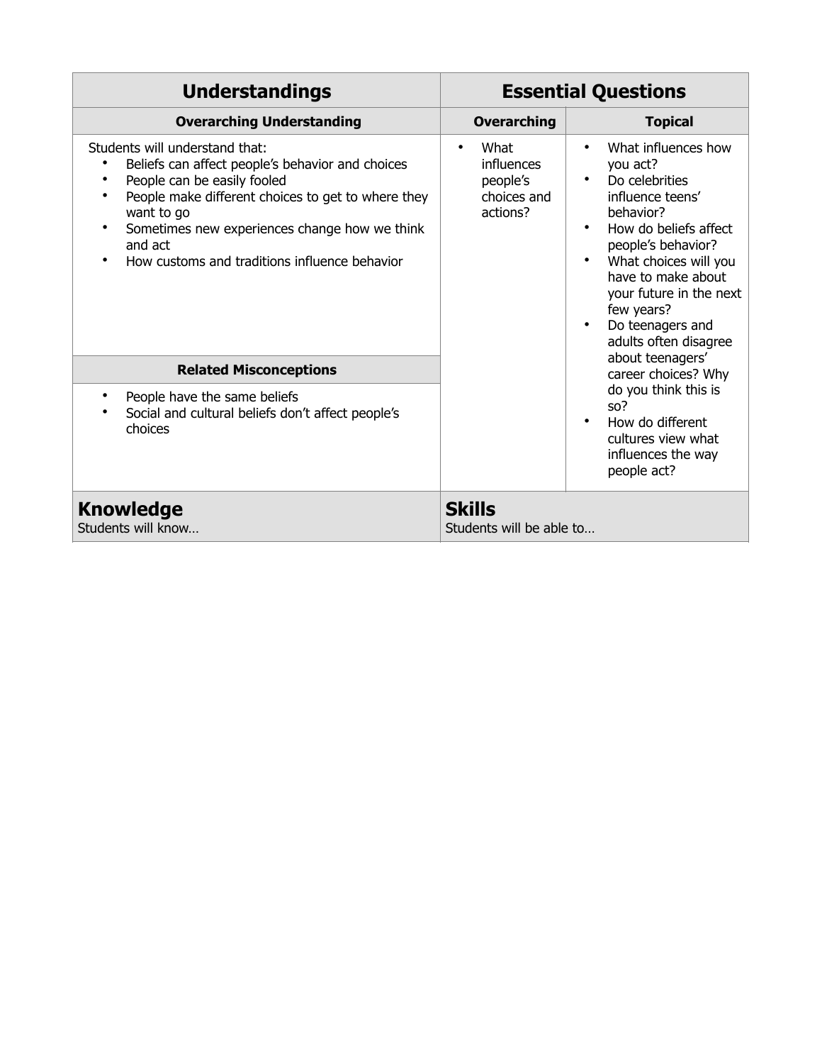| Understandings | Essential Questions | |
|---|---|---|
| **Overarching Understanding** | **Overarching** | **Topical** |
| Students will understand that:<br>• Beliefs can affect people's behavior and choices<br>• People can be easily fooled<br>• People make different choices to get to where they want to go<br>• Sometimes new experiences change how we think and act<br>• How customs and traditions influence behavior | • What influences people's choices and actions? | • What influences how you act?<br>• Do celebrities influence teens' behavior?<br>• How do beliefs affect people's behavior?<br>• What choices will you have to make about your future in the next few years?<br>• Do teenagers and adults often disagree about teenagers' career choices? Why do you think this is so?<br>• How do different cultures view what influences the way people act? |
| **Related Misconceptions** | | |
| • People have the same beliefs<br>• Social and cultural beliefs don't affect people's choices | | |
| **Knowledge**<br>Students will know… | **Skills**<br>Students will be able to… | |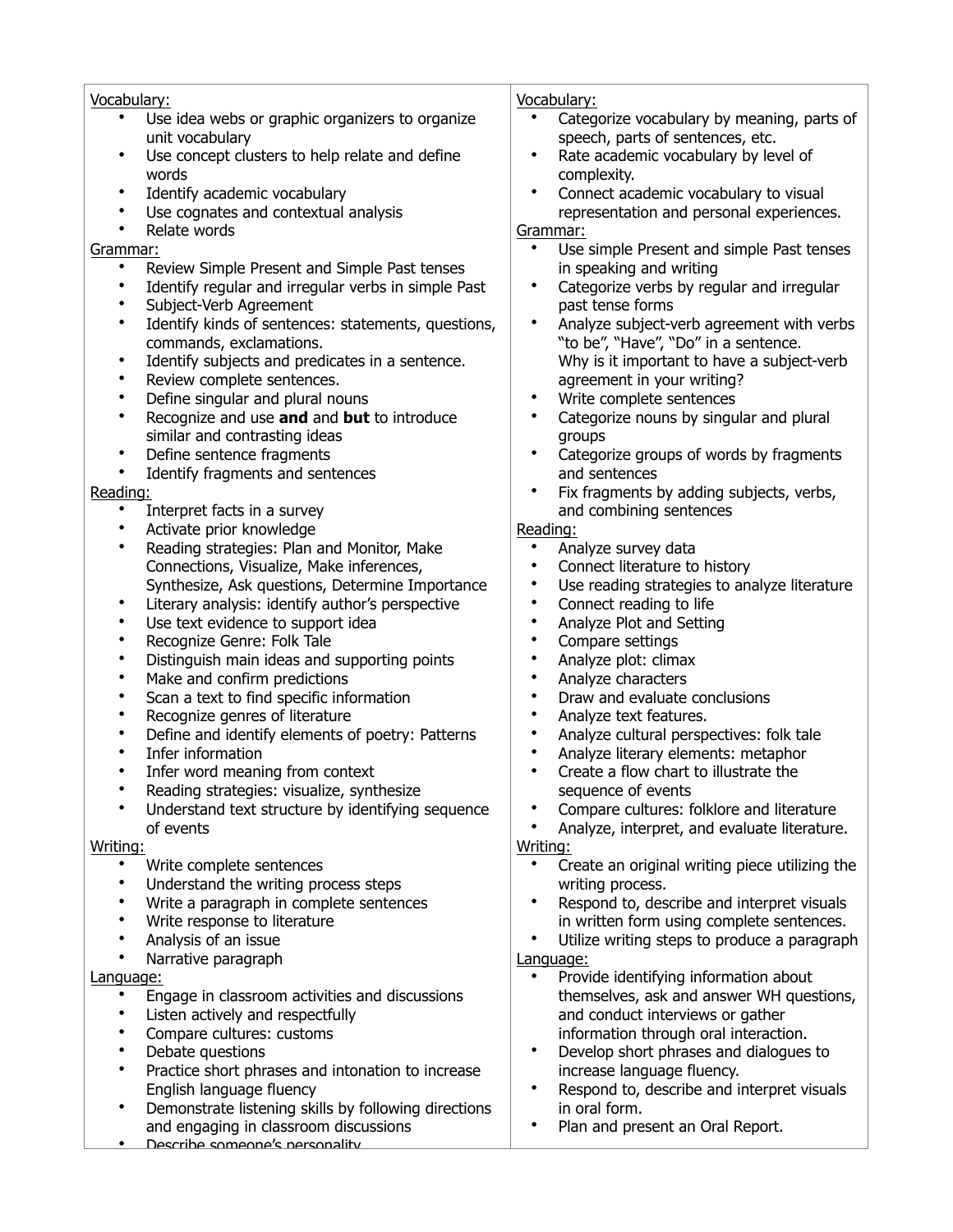Vocabulary:

- Use idea webs or graphic organizers to organize unit vocabulary
- Use concept clusters to help relate and define words
- Identify academic vocabulary
- Use cognates and contextual analysis
- Relate words

Grammar:

- Review Simple Present and Simple Past tenses
- Identify regular and irregular verbs in simple Past
- Subject-Verb Agreement
- Identify kinds of sentences: statements, questions, commands, exclamations.
- Identify subjects and predicates in a sentence.
- Review complete sentences.
- Define singular and plural nouns
- Recognize and use **and** and **but** to introduce similar and contrasting ideas
- Define sentence fragments
- Identify fragments and sentences

Reading:

- Interpret facts in a survey
- Activate prior knowledge
- Reading strategies: Plan and Monitor, Make Connections, Visualize, Make inferences, Synthesize, Ask questions, Determine Importance
- Literary analysis: identify author's perspective
- Use text evidence to support idea
- Recognize Genre: Folk Tale
- Distinguish main ideas and supporting points
- Make and confirm predictions
- Scan a text to find specific information
- Recognize genres of literature
- Define and identify elements of poetry: Patterns
- Infer information
- Infer word meaning from context
- Reading strategies: visualize, synthesize
- Understand text structure by identifying sequence of events

Writing:

- Write complete sentences
- Understand the writing process steps
- Write a paragraph in complete sentences
- Write response to literature
- Analysis of an issue
- Narrative paragraph

Language:

- Engage in classroom activities and discussions
- Listen actively and respectfully
- Compare cultures: customs
- Debate questions
- Practice short phrases and intonation to increase English language fluency
- Demonstrate listening skills by following directions and engaging in classroom discussions
- Describe someone's personality

Vocabulary:

- Categorize vocabulary by meaning, parts of speech, parts of sentences, etc.
- Rate academic vocabulary by level of complexity.
- Connect academic vocabulary to visual representation and personal experiences.

Grammar:

- Use simple Present and simple Past tenses in speaking and writing
- Categorize verbs by regular and irregular past tense forms
- Analyze subject-verb agreement with verbs "to be", "Have", "Do" in a sentence. Why is it important to have a subject-verb agreement in your writing?
- Write complete sentences
- Categorize nouns by singular and plural groups
- Categorize groups of words by fragments and sentences
- Fix fragments by adding subjects, verbs, and combining sentences

Reading:

- Analyze survey data
- Connect literature to history
- Use reading strategies to analyze literature
- Connect reading to life
- Analyze Plot and Setting
- Compare settings
- Analyze plot: climax
- Analyze characters
- Draw and evaluate conclusions
- Analyze text features.
- Analyze cultural perspectives: folk tale
- Analyze literary elements: metaphor
- Create a flow chart to illustrate the sequence of events
- Compare cultures: folklore and literature
- Analyze, interpret, and evaluate literature.

Writing:

- Create an original writing piece utilizing the writing process.
- Respond to, describe and interpret visuals in written form using complete sentences.
- Utilize writing steps to produce a paragraph

Language:

- Provide identifying information about themselves, ask and answer WH questions, and conduct interviews or gather information through oral interaction.
- Develop short phrases and dialogues to increase language fluency.
- Respond to, describe and interpret visuals in oral form.
- Plan and present an Oral Report.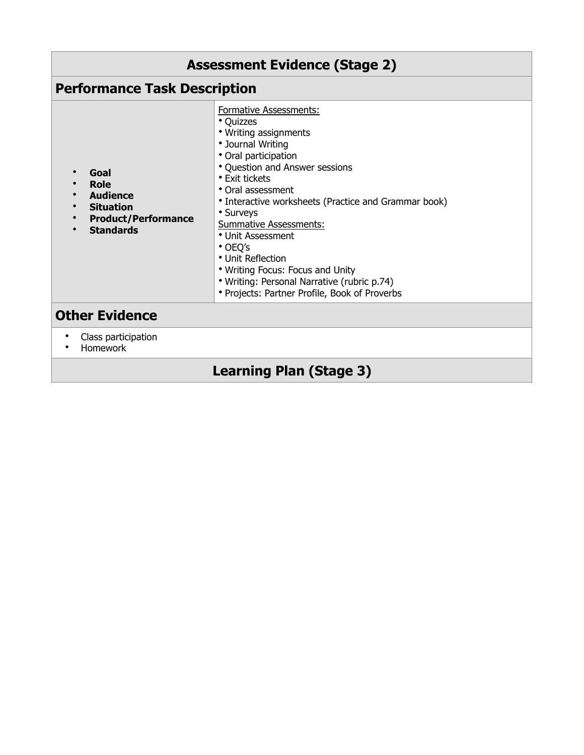## Assessment Evidence (Stage 2)

### Performance Task Description

| | |
|---|---|
| • **Goal**<br>• **Role**<br>• **Audience**<br>• **Situation**<br>• **Product/Performance**<br>• **Standards** | Formative Assessments:<br>• Quizzes<br>• Writing assignments<br>• Journal Writing<br>• Oral participation<br>• Question and Answer sessions<br>• Exit tickets<br>• Oral assessment<br>• Interactive worksheets (Practice and Grammar book)<br>• Surveys<br>Summative Assessments:<br>• Unit Assessment<br>• OEQ's<br>• Unit Reflection<br>• Writing Focus: Focus and Unity<br>• Writing: Personal Narrative (rubric p.74)<br>• Projects: Partner Profile, Book of Proverbs |

### Other Evidence

- Class participation
- Homework

## Learning Plan (Stage 3)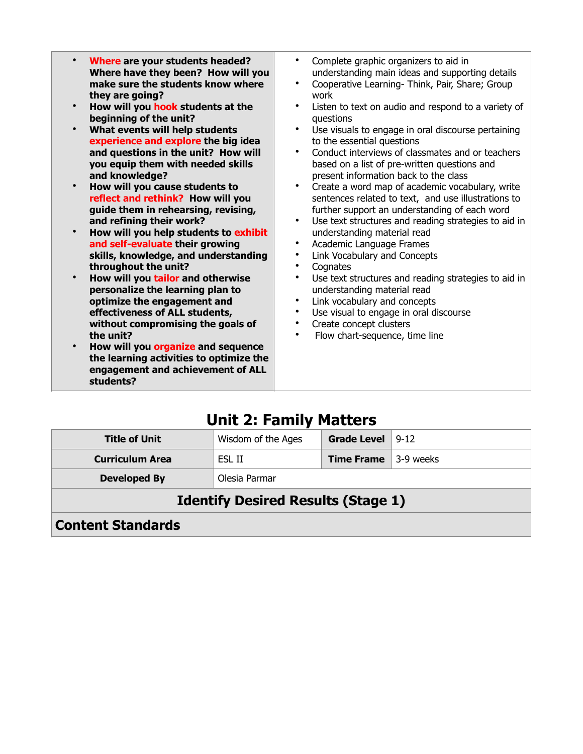| | |
|---|---|
| • **Where are your students headed? Where have they been? How will you make sure the students know where they are going?**<br>• **How will you hook students at the beginning of the unit?**<br>• **What events will help students experience and explore the big idea and questions in the unit? How will you equip them with needed skills and knowledge?**<br>• **How will you cause students to reflect and rethink? How will you guide them in rehearsing, revising, and refining their work?**<br>• **How will you help students to exhibit and self-evaluate their growing skills, knowledge, and understanding throughout the unit?**<br>• **How will you tailor and otherwise personalize the learning plan to optimize the engagement and effectiveness of ALL students, without compromising the goals of the unit?**<br>• **How will you organize and sequence the learning activities to optimize the engagement and achievement of ALL students?** | • Complete graphic organizers to aid in understanding main ideas and supporting details<br>• Cooperative Learning- Think, Pair, Share; Group work<br>• Listen to text on audio and respond to a variety of questions<br>• Use visuals to engage in oral discourse pertaining to the essential questions<br>• Conduct interviews of classmates and or teachers based on a list of pre-written questions and present information back to the class<br>• Create a word map of academic vocabulary, write sentences related to text, and use illustrations to further support an understanding of each word<br>• Use text structures and reading strategies to aid in understanding material read<br>• Academic Language Frames<br>• Link Vocabulary and Concepts<br>• Cognates<br>• Use text structures and reading strategies to aid in understanding material read<br>• Link vocabulary and concepts<br>• Use visual to engage in oral discourse<br>• Create concept clusters<br>• Flow chart-sequence, time line |

## Unit 2: Family Matters

| **Title of Unit** | Wisdom of the Ages | **Grade Level** | 9-12 |
|---|---|---|---|
| **Curriculum Area** | ESL II | **Time Frame** | 3-9 weeks |
| **Developed By** | Olesia Parmar | | |

### Identify Desired Results (Stage 1)

### Content Standards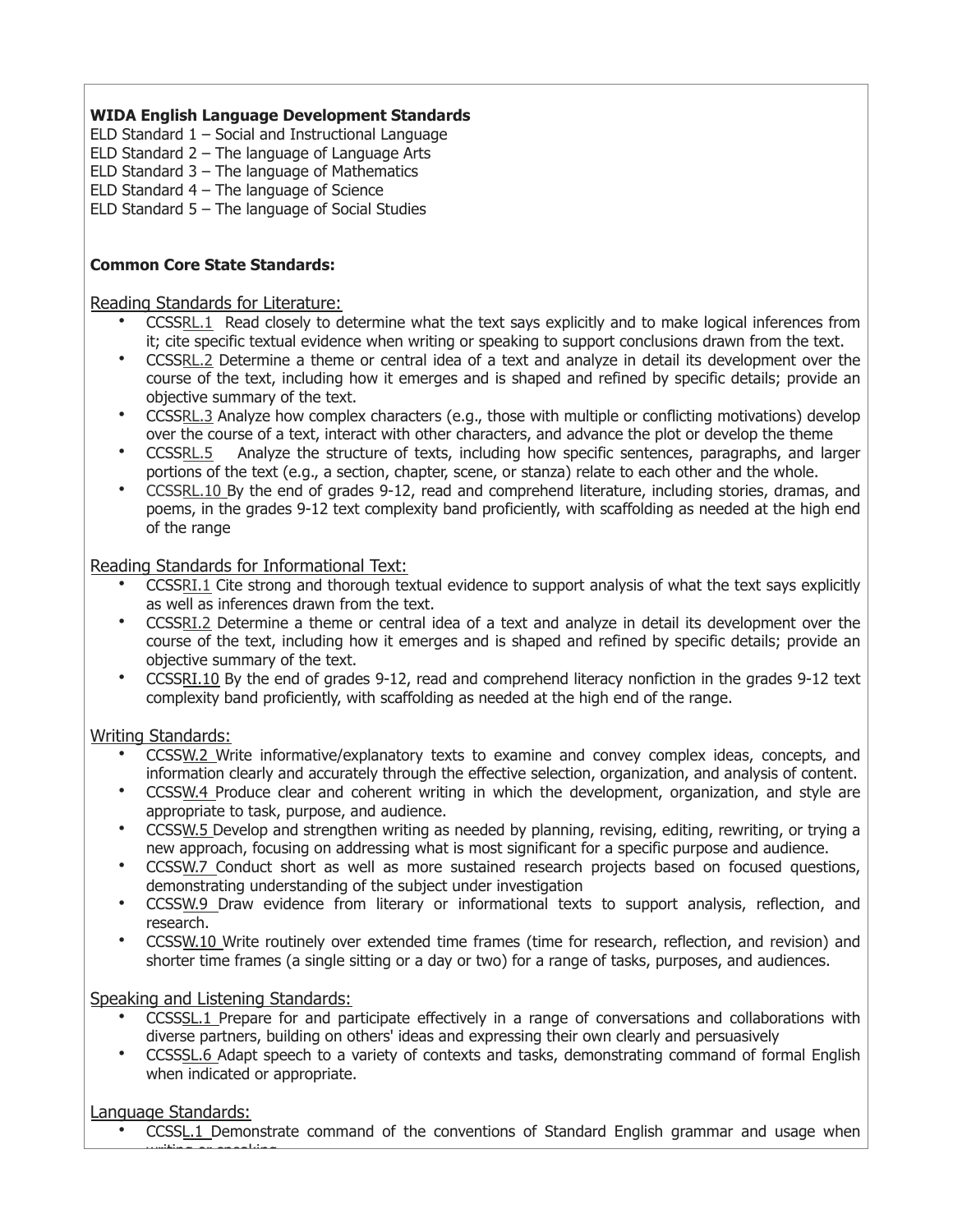**WIDA English Language Development Standards**

ELD Standard 1 – Social and Instructional Language
ELD Standard 2 – The language of Language Arts
ELD Standard 3 – The language of Mathematics
ELD Standard 4 – The language of Science
ELD Standard 5 – The language of Social Studies

**Common Core State Standards:**

Reading Standards for Literature:

- CCSSRL.1 Read closely to determine what the text says explicitly and to make logical inferences from it; cite specific textual evidence when writing or speaking to support conclusions drawn from the text.
- CCSSRL.2 Determine a theme or central idea of a text and analyze in detail its development over the course of the text, including how it emerges and is shaped and refined by specific details; provide an objective summary of the text.
- CCSSRL.3 Analyze how complex characters (e.g., those with multiple or conflicting motivations) develop over the course of a text, interact with other characters, and advance the plot or develop the theme
- CCSSRL.5 Analyze the structure of texts, including how specific sentences, paragraphs, and larger portions of the text (e.g., a section, chapter, scene, or stanza) relate to each other and the whole.
- CCSSRL.10 By the end of grades 9-12, read and comprehend literature, including stories, dramas, and poems, in the grades 9-12 text complexity band proficiently, with scaffolding as needed at the high end of the range

Reading Standards for Informational Text:

- CCSSRI.1 Cite strong and thorough textual evidence to support analysis of what the text says explicitly as well as inferences drawn from the text.
- CCSSRI.2 Determine a theme or central idea of a text and analyze in detail its development over the course of the text, including how it emerges and is shaped and refined by specific details; provide an objective summary of the text.
- CCSSRI.10 By the end of grades 9-12, read and comprehend literacy nonfiction in the grades 9-12 text complexity band proficiently, with scaffolding as needed at the high end of the range.

Writing Standards:

- CCSSW.2 Write informative/explanatory texts to examine and convey complex ideas, concepts, and information clearly and accurately through the effective selection, organization, and analysis of content.
- CCSSW.4 Produce clear and coherent writing in which the development, organization, and style are appropriate to task, purpose, and audience.
- CCSSW.5 Develop and strengthen writing as needed by planning, revising, editing, rewriting, or trying a new approach, focusing on addressing what is most significant for a specific purpose and audience.
- CCSSW.7 Conduct short as well as more sustained research projects based on focused questions, demonstrating understanding of the subject under investigation
- CCSSW.9 Draw evidence from literary or informational texts to support analysis, reflection, and research.
- CCSSW.10 Write routinely over extended time frames (time for research, reflection, and revision) and shorter time frames (a single sitting or a day or two) for a range of tasks, purposes, and audiences.

Speaking and Listening Standards:

- CCSSSL.1 Prepare for and participate effectively in a range of conversations and collaborations with diverse partners, building on others' ideas and expressing their own clearly and persuasively
- CCSSSL.6 Adapt speech to a variety of contexts and tasks, demonstrating command of formal English when indicated or appropriate.

Language Standards:

- CCSSL.1 Demonstrate command of the conventions of Standard English grammar and usage when writing or speaking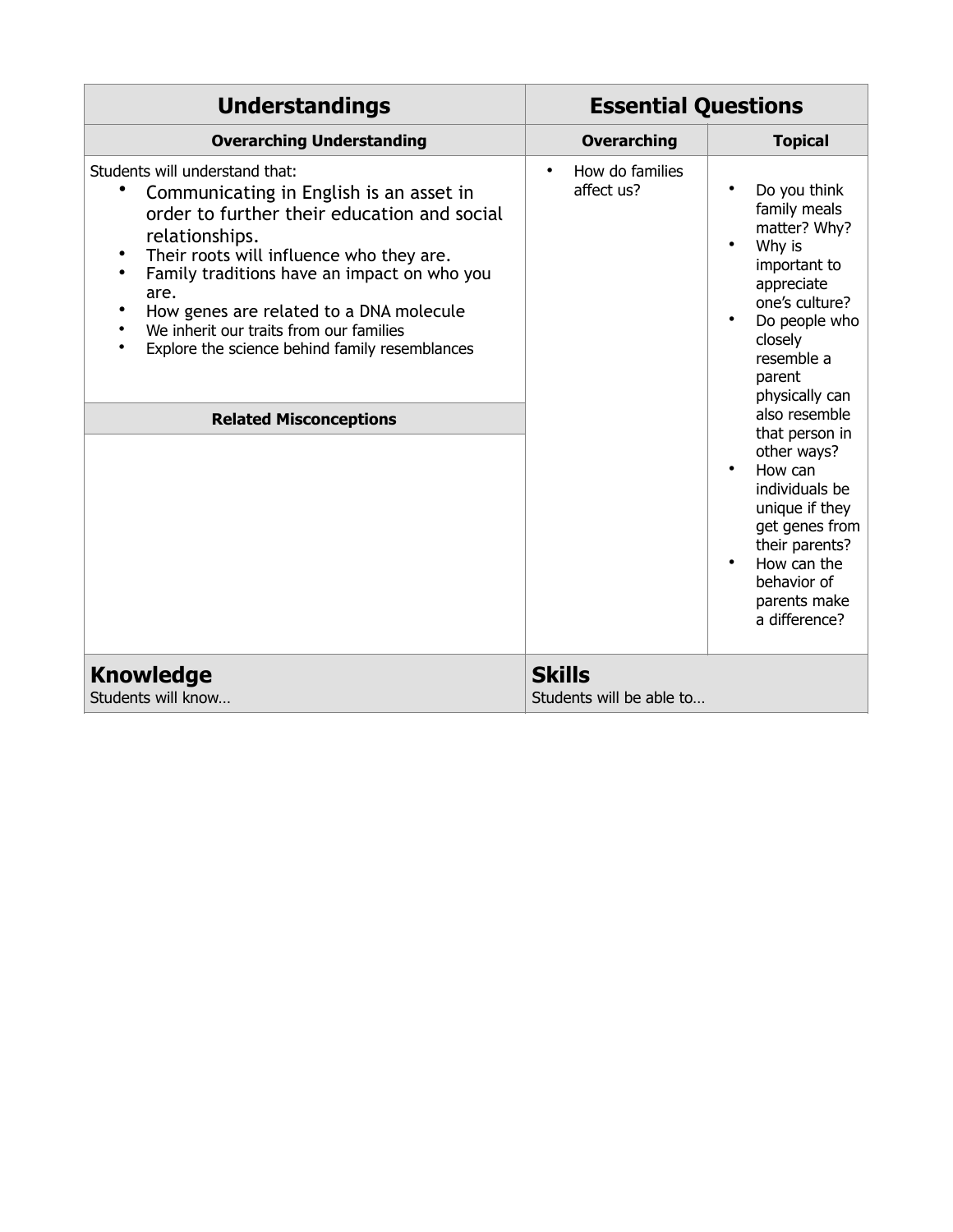| Understandings | Essential Questions | |
|---|---|---|
| **Overarching Understanding** | **Overarching** | **Topical** |
| Students will understand that:<br>• Communicating in English is an asset in order to further their education and social relationships.<br>• Their roots will influence who they are.<br>• Family traditions have an impact on who you are.<br>• How genes are related to a DNA molecule<br>• We inherit our traits from our families<br>• Explore the science behind family resemblances | • How do families affect us? | • Do you think family meals matter? Why?<br>• Why is important to appreciate one's culture?<br>• Do people who closely resemble a parent physically can also resemble that person in other ways?<br>• How can individuals be unique if they get genes from their parents?<br>• How can the behavior of parents make a difference? |
| **Related Misconceptions** | | |
| | | |
| **Knowledge**<br>Students will know… | **Skills**<br>Students will be able to… | |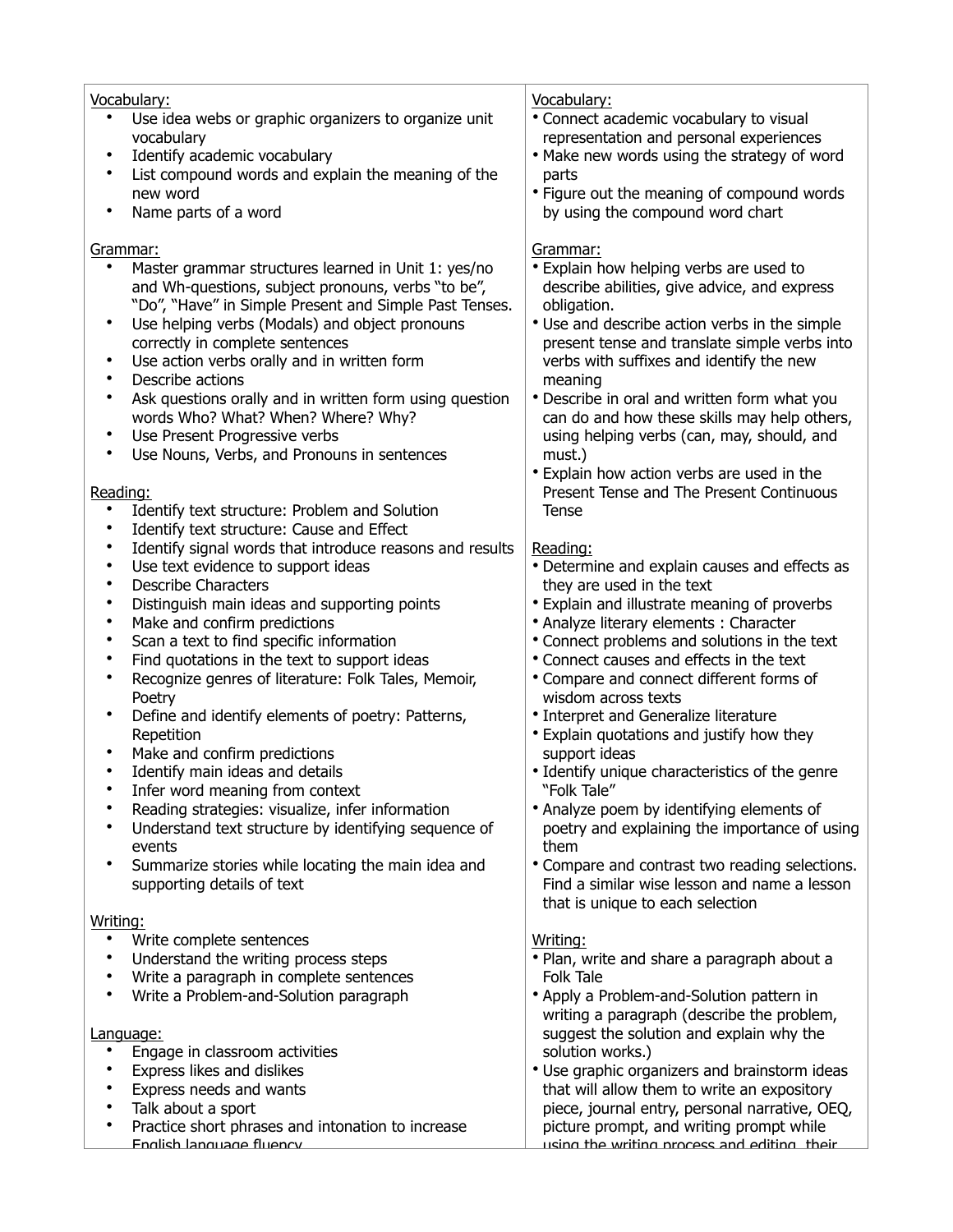| | |
|---|---|
| Vocabulary:<br>• Use idea webs or graphic organizers to organize unit vocabulary<br>• Identify academic vocabulary<br>• List compound words and explain the meaning of the new word<br>• Name parts of a word<br><br>Grammar:<br>• Master grammar structures learned in Unit 1: yes/no and Wh-questions, subject pronouns, verbs "to be", "Do", "Have" in Simple Present and Simple Past Tenses.<br>• Use helping verbs (Modals) and object pronouns correctly in complete sentences<br>• Use action verbs orally and in written form<br>• Describe actions<br>• Ask questions orally and in written form using question words Who? What? When? Where? Why?<br>• Use Present Progressive verbs<br>• Use Nouns, Verbs, and Pronouns in sentences<br><br>Reading:<br>• Identify text structure: Problem and Solution<br>• Identify text structure: Cause and Effect<br>• Identify signal words that introduce reasons and results<br>• Use text evidence to support ideas<br>• Describe Characters<br>• Distinguish main ideas and supporting points<br>• Make and confirm predictions<br>• Scan a text to find specific information<br>• Find quotations in the text to support ideas<br>• Recognize genres of literature: Folk Tales, Memoir, Poetry<br>• Define and identify elements of poetry: Patterns, Repetition<br>• Make and confirm predictions<br>• Identify main ideas and details<br>• Infer word meaning from context<br>• Reading strategies: visualize, infer information<br>• Understand text structure by identifying sequence of events<br>• Summarize stories while locating the main idea and supporting details of text<br><br>Writing:<br>• Write complete sentences<br>• Understand the writing process steps<br>• Write a paragraph in complete sentences<br>• Write a Problem-and-Solution paragraph<br><br>Language:<br>• Engage in classroom activities<br>• Express likes and dislikes<br>• Express needs and wants<br>• Talk about a sport<br>• Practice short phrases and intonation to increase English language fluency | Vocabulary:<br>• Connect academic vocabulary to visual representation and personal experiences<br>• Make new words using the strategy of word parts<br>• Figure out the meaning of compound words by using the compound word chart<br><br>Grammar:<br>• Explain how helping verbs are used to describe abilities, give advice, and express obligation.<br>• Use and describe action verbs in the simple present tense and translate simple verbs into verbs with suffixes and identify the new meaning<br>• Describe in oral and written form what you can do and how these skills may help others, using helping verbs (can, may, should, and must.)<br>• Explain how action verbs are used in the Present Tense and The Present Continuous Tense<br><br>Reading:<br>• Determine and explain causes and effects as they are used in the text<br>• Explain and illustrate meaning of proverbs<br>• Analyze literary elements : Character<br>• Connect problems and solutions in the text<br>• Connect causes and effects in the text<br>• Compare and connect different forms of wisdom across texts<br>• Interpret and Generalize literature<br>• Explain quotations and justify how they support ideas<br>• Identify unique characteristics of the genre "Folk Tale"<br>• Analyze poem by identifying elements of poetry and explaining the importance of using them<br>• Compare and contrast two reading selections. Find a similar wise lesson and name a lesson that is unique to each selection<br><br>Writing:<br>• Plan, write and share a paragraph about a Folk Tale<br>• Apply a Problem-and-Solution pattern in writing a paragraph (describe the problem, suggest the solution and explain why the solution works.)<br>• Use graphic organizers and brainstorm ideas that will allow them to write an expository piece, journal entry, personal narrative, OEQ, picture prompt, and writing prompt while using the writing process and editing their |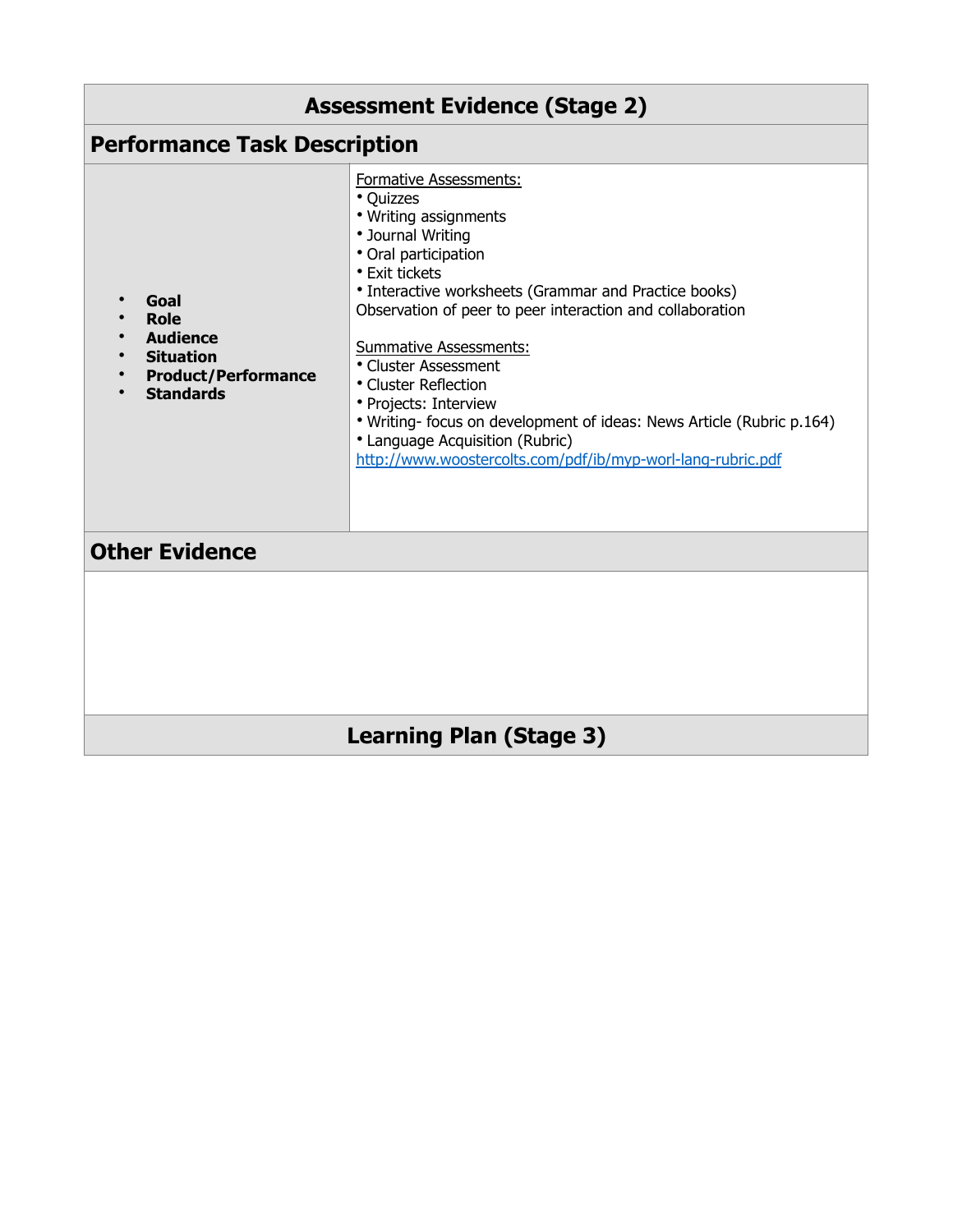## Assessment Evidence (Stage 2)

### Performance Task Description

| | |
|---|---|
| • **Goal**<br>• **Role**<br>• **Audience**<br>• **Situation**<br>• **Product/Performance**<br>• **Standards** | Formative Assessments:<br>• Quizzes<br>• Writing assignments<br>• Journal Writing<br>• Oral participation<br>• Exit tickets<br>• Interactive worksheets (Grammar and Practice books)<br>Observation of peer to peer interaction and collaboration<br><br>Summative Assessments:<br>• Cluster Assessment<br>• Cluster Reflection<br>• Projects: Interview<br>• Writing- focus on development of ideas: News Article (Rubric p.164)<br>• Language Acquisition (Rubric)<br>http://www.woostercolts.com/pdf/ib/myp-worl-lang-rubric.pdf |

### Other Evidence

## Learning Plan (Stage 3)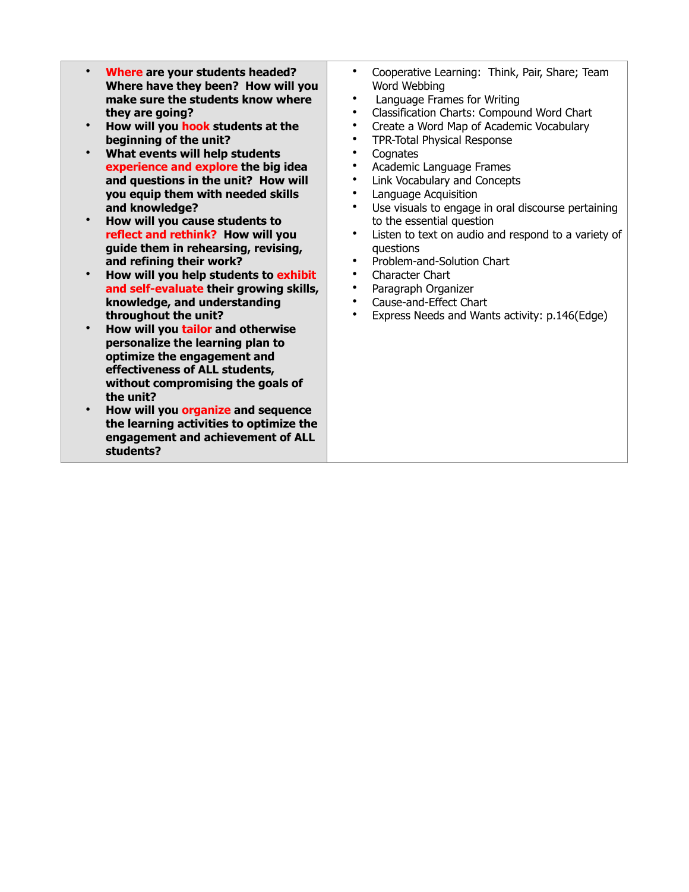| | |
|---|---|
| • **Where are your students headed? Where have they been? How will you make sure the students know where they are going?**<br>• **How will you hook students at the beginning of the unit?**<br>• **What events will help students experience and explore the big idea and questions in the unit? How will you equip them with needed skills and knowledge?**<br>• **How will you cause students to reflect and rethink? How will you guide them in rehearsing, revising, and refining their work?**<br>• **How will you help students to exhibit and self-evaluate their growing skills, knowledge, and understanding throughout the unit?**<br>• **How will you tailor and otherwise personalize the learning plan to optimize the engagement and effectiveness of ALL students, without compromising the goals of the unit?**<br>• **How will you organize and sequence the learning activities to optimize the engagement and achievement of ALL students?** | • Cooperative Learning: Think, Pair, Share; Team Word Webbing<br>• Language Frames for Writing<br>• Classification Charts: Compound Word Chart<br>• Create a Word Map of Academic Vocabulary<br>• TPR-Total Physical Response<br>• Cognates<br>• Academic Language Frames<br>• Link Vocabulary and Concepts<br>• Language Acquisition<br>• Use visuals to engage in oral discourse pertaining to the essential question<br>• Listen to text on audio and respond to a variety of questions<br>• Problem-and-Solution Chart<br>• Character Chart<br>• Paragraph Organizer<br>• Cause-and-Effect Chart<br>• Express Needs and Wants activity: p.146(Edge) |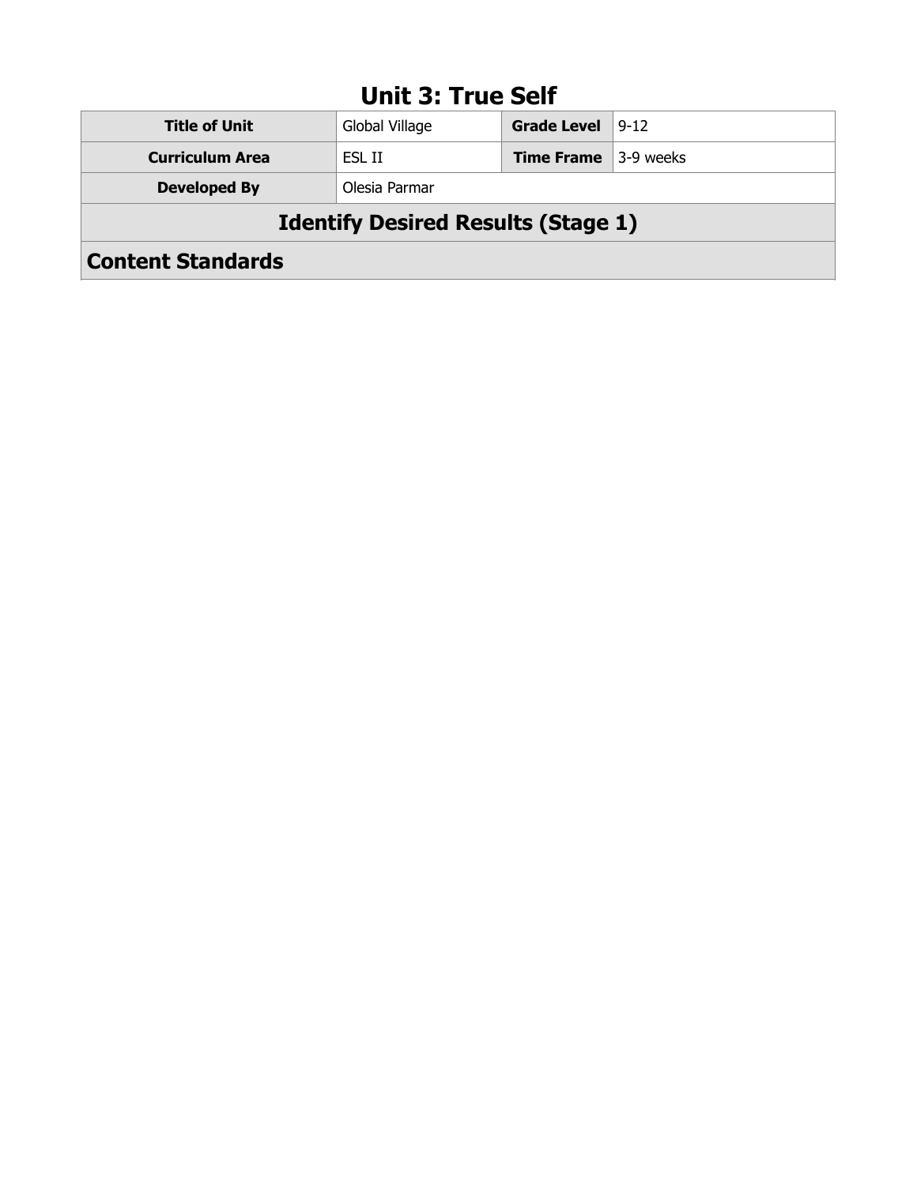# Unit 3: True Self

| Title of Unit | Global Village | Grade Level | 9-12 |
|---|---|---|---|
| Curriculum Area | ESL II | Time Frame | 3-9 weeks |
| Developed By | Olesia Parmar | | |

## Identify Desired Results (Stage 1)

## Content Standards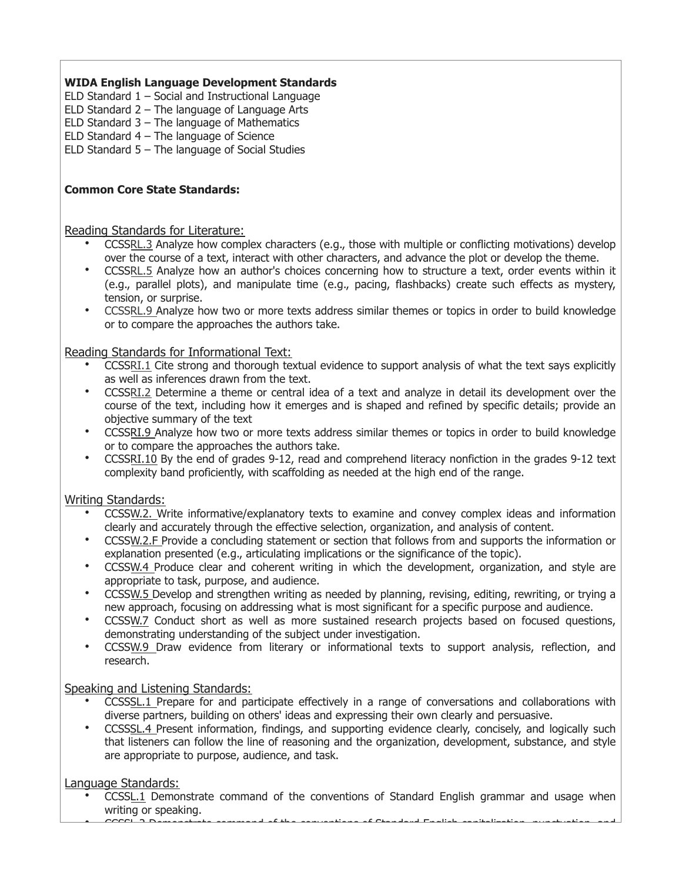**WIDA English Language Development Standards**

ELD Standard 1 – Social and Instructional Language
ELD Standard 2 – The language of Language Arts
ELD Standard 3 – The language of Mathematics
ELD Standard 4 – The language of Science
ELD Standard 5 – The language of Social Studies

**Common Core State Standards:**

Reading Standards for Literature:

- CCSSRL.3 Analyze how complex characters (e.g., those with multiple or conflicting motivations) develop over the course of a text, interact with other characters, and advance the plot or develop the theme.
- CCSSRL.5 Analyze how an author's choices concerning how to structure a text, order events within it (e.g., parallel plots), and manipulate time (e.g., pacing, flashbacks) create such effects as mystery, tension, or surprise.
- CCSSRL.9 Analyze how two or more texts address similar themes or topics in order to build knowledge or to compare the approaches the authors take.

Reading Standards for Informational Text:

- CCSSRI.1 Cite strong and thorough textual evidence to support analysis of what the text says explicitly as well as inferences drawn from the text.
- CCSSRI.2 Determine a theme or central idea of a text and analyze in detail its development over the course of the text, including how it emerges and is shaped and refined by specific details; provide an objective summary of the text
- CCSSRI.9 Analyze how two or more texts address similar themes or topics in order to build knowledge or to compare the approaches the authors take.
- CCSSRI.10 By the end of grades 9-12, read and comprehend literacy nonfiction in the grades 9-12 text complexity band proficiently, with scaffolding as needed at the high end of the range.

Writing Standards:

- CCSSW.2. Write informative/explanatory texts to examine and convey complex ideas and information clearly and accurately through the effective selection, organization, and analysis of content.
- CCSSW.2.F Provide a concluding statement or section that follows from and supports the information or explanation presented (e.g., articulating implications or the significance of the topic).
- CCSSW.4 Produce clear and coherent writing in which the development, organization, and style are appropriate to task, purpose, and audience.
- CCSSW.5 Develop and strengthen writing as needed by planning, revising, editing, rewriting, or trying a new approach, focusing on addressing what is most significant for a specific purpose and audience.
- CCSSW.7 Conduct short as well as more sustained research projects based on focused questions, demonstrating understanding of the subject under investigation.
- CCSSW.9 Draw evidence from literary or informational texts to support analysis, reflection, and research.

Speaking and Listening Standards:

- CCSSSL.1 Prepare for and participate effectively in a range of conversations and collaborations with diverse partners, building on others' ideas and expressing their own clearly and persuasive.
- CCSSSL.4 Present information, findings, and supporting evidence clearly, concisely, and logically such that listeners can follow the line of reasoning and the organization, development, substance, and style are appropriate to purpose, audience, and task.

Language Standards:

- CCSSL.1 Demonstrate command of the conventions of Standard English grammar and usage when writing or speaking.
- CCSSL.2 Demonstrate command of the conventions of Standard English capitalization, punctuation, and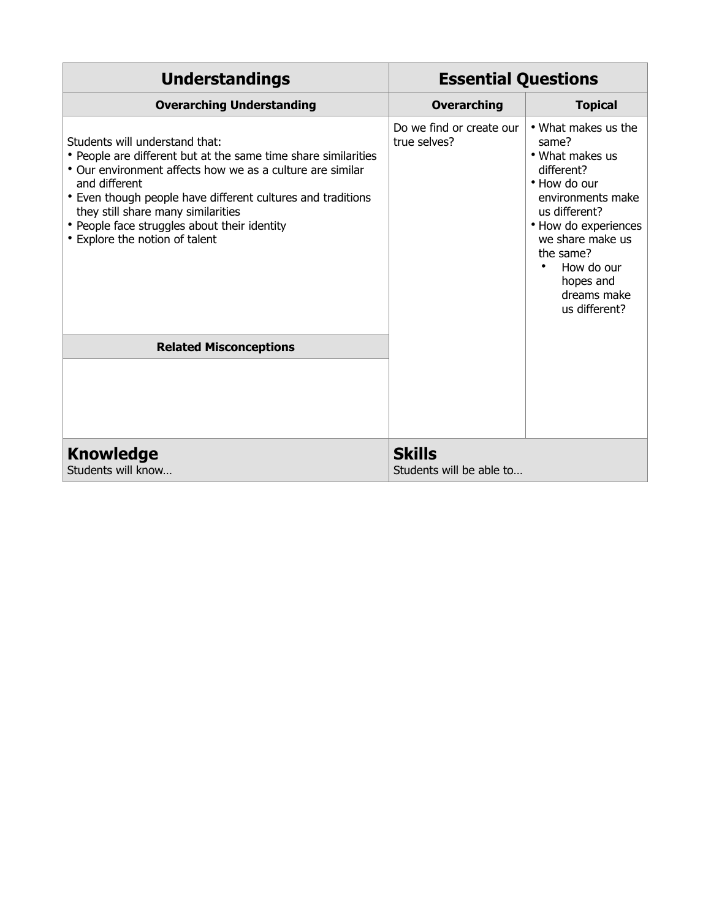| Understandings | Essential Questions | |
|---|---|---|
| **Overarching Understanding** | **Overarching** | **Topical** |
| Students will understand that:<br>• People are different but at the same time share similarities<br>• Our environment affects how we as a culture are similar and different<br>• Even though people have different cultures and traditions they still share many similarities<br>• People face struggles about their identity<br>• Explore the notion of talent | Do we find or create our true selves? | • What makes us the same?<br>• What makes us different?<br>• How do our environments make us different?<br>• How do experiences we share make us the same?<br>• How do our hopes and dreams make us different? |
| **Related Misconceptions** | | |
| | | |
| **Knowledge**<br>Students will know… | **Skills**<br>Students will be able to… | |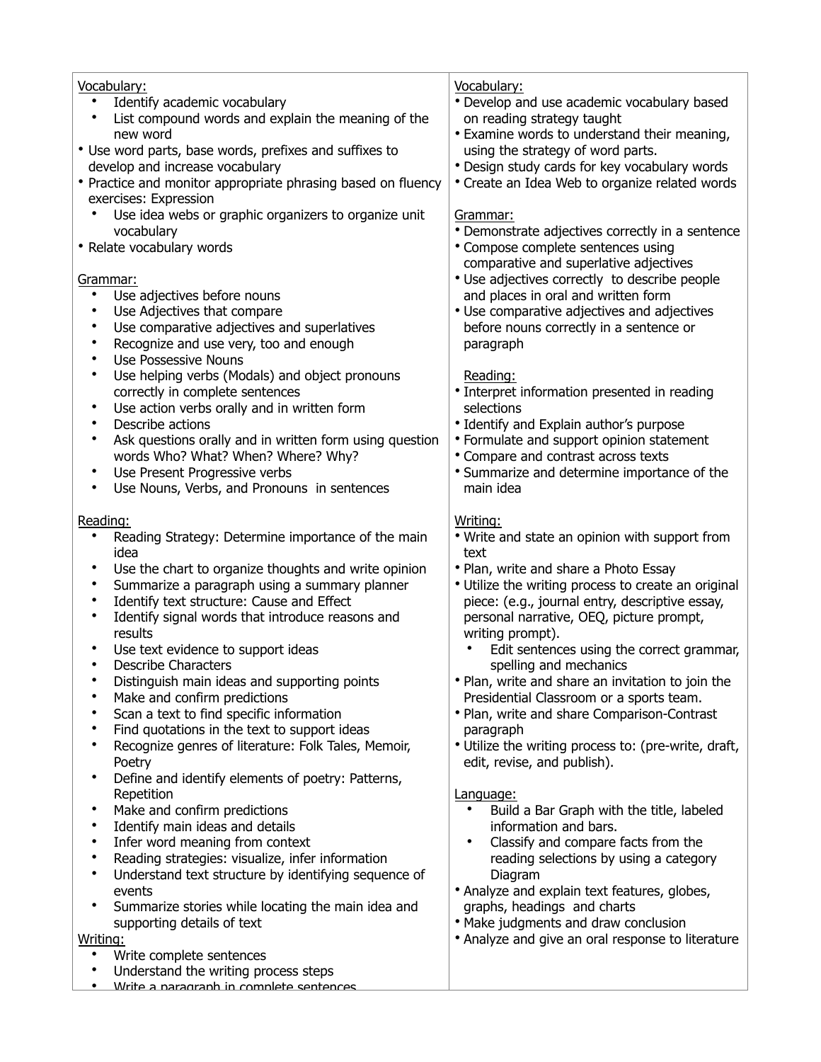| | |
|---|---|
| Vocabulary:<br>• Identify academic vocabulary<br>• List compound words and explain the meaning of the new word<br>• Use word parts, base words, prefixes and suffixes to develop and increase vocabulary<br>• Practice and monitor appropriate phrasing based on fluency exercises: Expression<br>• Use idea webs or graphic organizers to organize unit vocabulary<br>• Relate vocabulary words<br><br>Grammar:<br>• Use adjectives before nouns<br>• Use Adjectives that compare<br>• Use comparative adjectives and superlatives<br>• Recognize and use very, too and enough<br>• Use Possessive Nouns<br>• Use helping verbs (Modals) and object pronouns correctly in complete sentences<br>• Use action verbs orally and in written form<br>• Describe actions<br>• Ask questions orally and in written form using question words Who? What? When? Where? Why?<br>• Use Present Progressive verbs<br>• Use Nouns, Verbs, and Pronouns in sentences<br><br>Reading:<br>• Reading Strategy: Determine importance of the main idea<br>• Use the chart to organize thoughts and write opinion<br>• Summarize a paragraph using a summary planner<br>• Identify text structure: Cause and Effect<br>• Identify signal words that introduce reasons and results<br>• Use text evidence to support ideas<br>• Describe Characters<br>• Distinguish main ideas and supporting points<br>• Make and confirm predictions<br>• Scan a text to find specific information<br>• Find quotations in the text to support ideas<br>• Recognize genres of literature: Folk Tales, Memoir, Poetry<br>• Define and identify elements of poetry: Patterns, Repetition<br>• Make and confirm predictions<br>• Identify main ideas and details<br>• Infer word meaning from context<br>• Reading strategies: visualize, infer information<br>• Understand text structure by identifying sequence of events<br>• Summarize stories while locating the main idea and supporting details of text<br>Writing:<br>• Write complete sentences<br>• Understand the writing process steps<br>• Write a paragraph in complete sentences | Vocabulary:<br>• Develop and use academic vocabulary based on reading strategy taught<br>• Examine words to understand their meaning, using the strategy of word parts.<br>• Design study cards for key vocabulary words<br>• Create an Idea Web to organize related words<br><br>Grammar:<br>• Demonstrate adjectives correctly in a sentence<br>• Compose complete sentences using comparative and superlative adjectives<br>• Use adjectives correctly to describe people and places in oral and written form<br>• Use comparative adjectives and adjectives before nouns correctly in a sentence or paragraph<br><br>Reading:<br>• Interpret information presented in reading selections<br>• Identify and Explain author's purpose<br>• Formulate and support opinion statement<br>• Compare and contrast across texts<br>• Summarize and determine importance of the main idea<br><br>Writing:<br>• Write and state an opinion with support from text<br>• Plan, write and share a Photo Essay<br>• Utilize the writing process to create an original piece: (e.g., journal entry, descriptive essay, personal narrative, OEQ, picture prompt, writing prompt).<br>• Edit sentences using the correct grammar, spelling and mechanics<br>• Plan, write and share an invitation to join the Presidential Classroom or a sports team.<br>• Plan, write and share Comparison-Contrast paragraph<br>• Utilize the writing process to: (pre-write, draft, edit, revise, and publish).<br><br>Language:<br>• Build a Bar Graph with the title, labeled information and bars.<br>• Classify and compare facts from the reading selections by using a category Diagram<br>• Analyze and explain text features, globes, graphs, headings and charts<br>• Make judgments and draw conclusion<br>• Analyze and give an oral response to literature |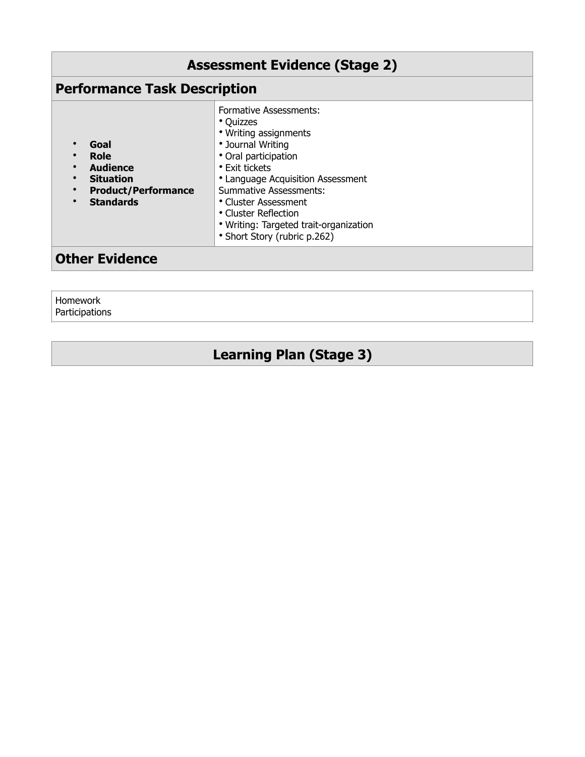## Assessment Evidence (Stage 2)

### Performance Task Description

| | |
|---|---|
| • **Goal**<br>• **Role**<br>• **Audience**<br>• **Situation**<br>• **Product/Performance**<br>• **Standards** | Formative Assessments:<br>• Quizzes<br>• Writing assignments<br>• Journal Writing<br>• Oral participation<br>• Exit tickets<br>• Language Acquisition Assessment<br>Summative Assessments:<br>• Cluster Assessment<br>• Cluster Reflection<br>• Writing: Targeted trait-organization<br>• Short Story (rubric p.262) |

### Other Evidence

Homework
Participations

## Learning Plan (Stage 3)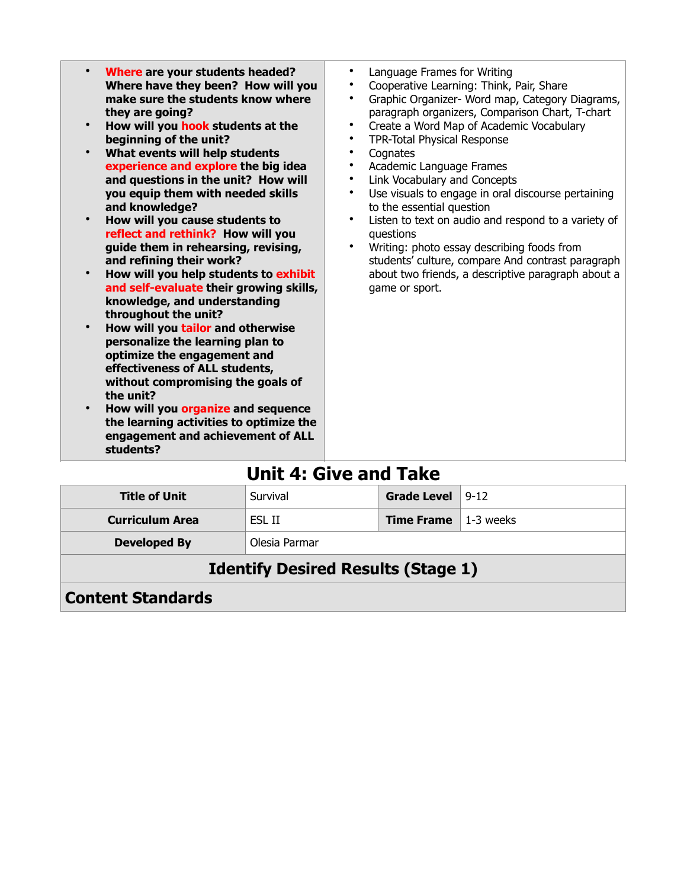| | |
|---|---|
| • **Where are your students headed? Where have they been? How will you make sure the students know where they are going?**<br>• **How will you hook students at the beginning of the unit?**<br>• **What events will help students experience and explore the big idea and questions in the unit? How will you equip them with needed skills and knowledge?**<br>• **How will you cause students to reflect and rethink? How will you guide them in rehearsing, revising, and refining their work?**<br>• **How will you help students to exhibit and self-evaluate their growing skills, knowledge, and understanding throughout the unit?**<br>• **How will you tailor and otherwise personalize the learning plan to optimize the engagement and effectiveness of ALL students, without compromising the goals of the unit?**<br>• **How will you organize and sequence the learning activities to optimize the engagement and achievement of ALL students?** | • Language Frames for Writing<br>• Cooperative Learning: Think, Pair, Share<br>• Graphic Organizer- Word map, Category Diagrams, paragraph organizers, Comparison Chart, T-chart<br>• Create a Word Map of Academic Vocabulary<br>• TPR-Total Physical Response<br>• Cognates<br>• Academic Language Frames<br>• Link Vocabulary and Concepts<br>• Use visuals to engage in oral discourse pertaining to the essential question<br>• Listen to text on audio and respond to a variety of questions<br>• Writing: photo essay describing foods from students' culture, compare And contrast paragraph about two friends, a descriptive paragraph about a game or sport. |

# Unit 4: Give and Take

| **Title of Unit** | Survival | **Grade Level** | 9-12 |
|---|---|---|---|
| **Curriculum Area** | ESL II | **Time Frame** | 1-3 weeks |
| **Developed By** | Olesia Parmar | | |

## Identify Desired Results (Stage 1)

### Content Standards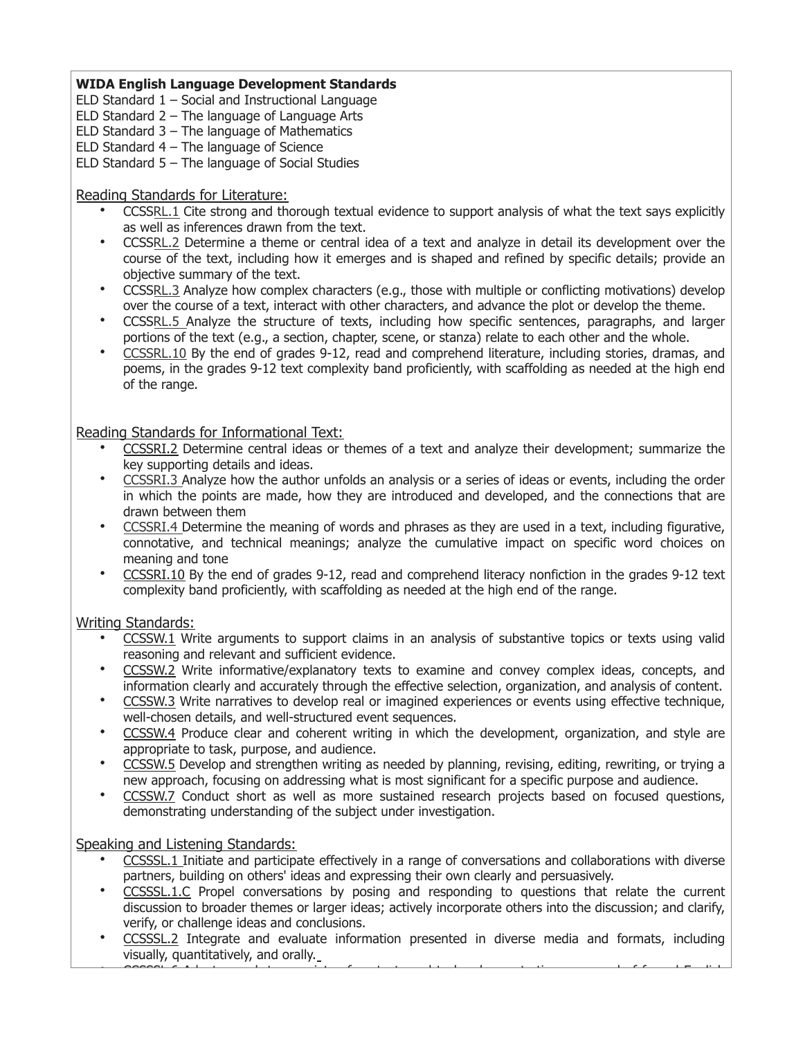**WIDA English Language Development Standards**
ELD Standard 1 – Social and Instructional Language
ELD Standard 2 – The language of Language Arts
ELD Standard 3 – The language of Mathematics
ELD Standard 4 – The language of Science
ELD Standard 5 – The language of Social Studies

Reading Standards for Literature:

- CCSSRL.1 Cite strong and thorough textual evidence to support analysis of what the text says explicitly as well as inferences drawn from the text.
- CCSSRL.2 Determine a theme or central idea of a text and analyze in detail its development over the course of the text, including how it emerges and is shaped and refined by specific details; provide an objective summary of the text.
- CCSSRL.3 Analyze how complex characters (e.g., those with multiple or conflicting motivations) develop over the course of a text, interact with other characters, and advance the plot or develop the theme.
- CCSSRL.5 Analyze the structure of texts, including how specific sentences, paragraphs, and larger portions of the text (e.g., a section, chapter, scene, or stanza) relate to each other and the whole.
- CCSSRL.10 By the end of grades 9-12, read and comprehend literature, including stories, dramas, and poems, in the grades 9-12 text complexity band proficiently, with scaffolding as needed at the high end of the range.

Reading Standards for Informational Text:

- CCSSRI.2 Determine central ideas or themes of a text and analyze their development; summarize the key supporting details and ideas.
- CCSSRI.3 Analyze how the author unfolds an analysis or a series of ideas or events, including the order in which the points are made, how they are introduced and developed, and the connections that are drawn between them
- CCSSRI.4 Determine the meaning of words and phrases as they are used in a text, including figurative, connotative, and technical meanings; analyze the cumulative impact on specific word choices on meaning and tone
- CCSSRI.10 By the end of grades 9-12, read and comprehend literacy nonfiction in the grades 9-12 text complexity band proficiently, with scaffolding as needed at the high end of the range.

Writing Standards:

- CCSSW.1 Write arguments to support claims in an analysis of substantive topics or texts using valid reasoning and relevant and sufficient evidence.
- CCSSW.2 Write informative/explanatory texts to examine and convey complex ideas, concepts, and information clearly and accurately through the effective selection, organization, and analysis of content.
- CCSSW.3 Write narratives to develop real or imagined experiences or events using effective technique, well-chosen details, and well-structured event sequences.
- CCSSW.4 Produce clear and coherent writing in which the development, organization, and style are appropriate to task, purpose, and audience.
- CCSSW.5 Develop and strengthen writing as needed by planning, revising, editing, rewriting, or trying a new approach, focusing on addressing what is most significant for a specific purpose and audience.
- CCSSW.7 Conduct short as well as more sustained research projects based on focused questions, demonstrating understanding of the subject under investigation.

Speaking and Listening Standards:

- CCSSSL.1 Initiate and participate effectively in a range of conversations and collaborations with diverse partners, building on others' ideas and expressing their own clearly and persuasively.
- CCSSSL.1.C Propel conversations by posing and responding to questions that relate the current discussion to broader themes or larger ideas; actively incorporate others into the discussion; and clarify, verify, or challenge ideas and conclusions.
- CCSSSL.2 Integrate and evaluate information presented in diverse media and formats, including visually, quantitatively, and orally.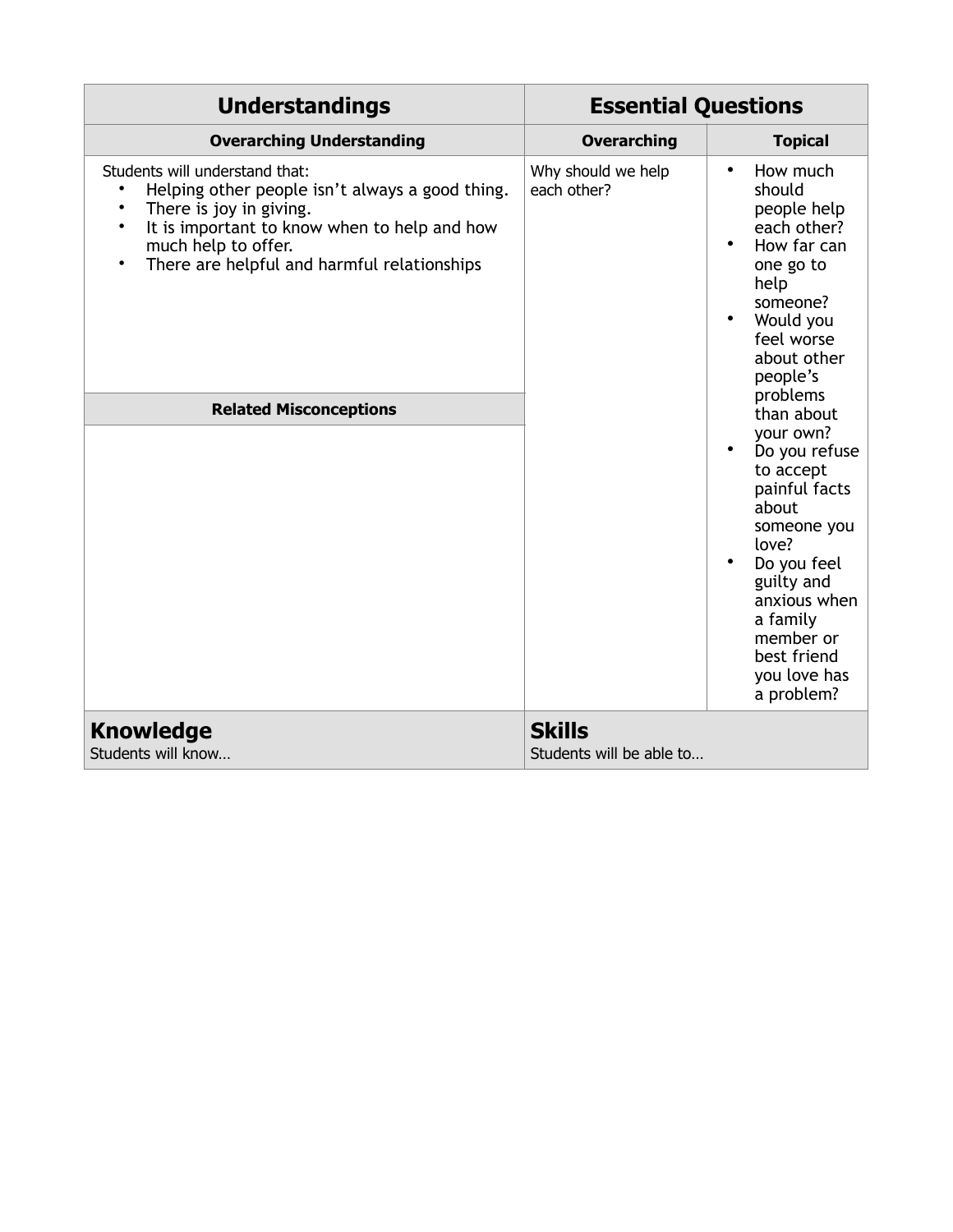| Understandings | Essential Questions | |
|---|---|---|
| **Overarching Understanding** | **Overarching** | **Topical** |
| Students will understand that:<br>• Helping other people isn't always a good thing.<br>• There is joy in giving.<br>• It is important to know when to help and how much help to offer.<br>• There are helpful and harmful relationships | Why should we help each other? | • How much should people help each other?<br>• How far can one go to help someone?<br>• Would you feel worse about other people's problems than about your own?<br>• Do you refuse to accept painful facts about someone you love?<br>• Do you feel guilty and anxious when a family member or best friend you love has a problem? |
| **Related Misconceptions** | | |
| | | |
| **Knowledge**<br>Students will know… | **Skills**<br>Students will be able to… | |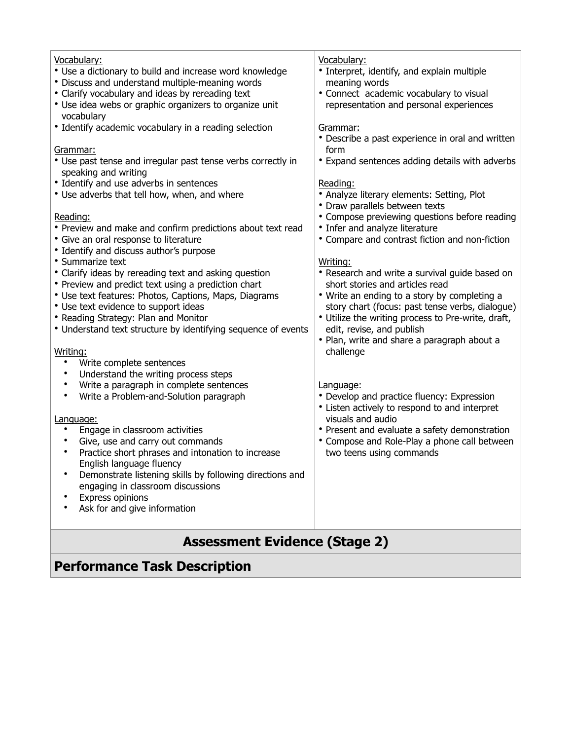| | |
|---|---|
| Vocabulary:<br>• Use a dictionary to build and increase word knowledge<br>• Discuss and understand multiple-meaning words<br>• Clarify vocabulary and ideas by rereading text<br>• Use idea webs or graphic organizers to organize unit vocabulary<br>• Identify academic vocabulary in a reading selection<br><br>Grammar:<br>• Use past tense and irregular past tense verbs correctly in speaking and writing<br>• Identify and use adverbs in sentences<br>• Use adverbs that tell how, when, and where<br><br>Reading:<br>• Preview and make and confirm predictions about text read<br>• Give an oral response to literature<br>• Identify and discuss author's purpose<br>• Summarize text<br>• Clarify ideas by rereading text and asking question<br>• Preview and predict text using a prediction chart<br>• Use text features: Photos, Captions, Maps, Diagrams<br>• Use text evidence to support ideas<br>• Reading Strategy: Plan and Monitor<br>• Understand text structure by identifying sequence of events<br><br>Writing:<br>• Write complete sentences<br>• Understand the writing process steps<br>• Write a paragraph in complete sentences<br>• Write a Problem-and-Solution paragraph<br><br>Language:<br>• Engage in classroom activities<br>• Give, use and carry out commands<br>• Practice short phrases and intonation to increase English language fluency<br>• Demonstrate listening skills by following directions and engaging in classroom discussions<br>• Express opinions<br>• Ask for and give information | Vocabulary:<br>• Interpret, identify, and explain multiple meaning words<br>• Connect academic vocabulary to visual representation and personal experiences<br><br>Grammar:<br>• Describe a past experience in oral and written form<br>• Expand sentences adding details with adverbs<br><br>Reading:<br>• Analyze literary elements: Setting, Plot<br>• Draw parallels between texts<br>• Compose previewing questions before reading<br>• Infer and analyze literature<br>• Compare and contrast fiction and non-fiction<br><br>Writing:<br>• Research and write a survival guide based on short stories and articles read<br>• Write an ending to a story by completing a story chart (focus: past tense verbs, dialogue)<br>• Utilize the writing process to Pre-write, draft, edit, revise, and publish<br>• Plan, write and share a paragraph about a challenge<br><br>Language:<br>• Develop and practice fluency: Expression<br>• Listen actively to respond to and interpret visuals and audio<br>• Present and evaluate a safety demonstration<br>• Compose and Role-Play a phone call between two teens using commands |

## Assessment Evidence (Stage 2)

## Performance Task Description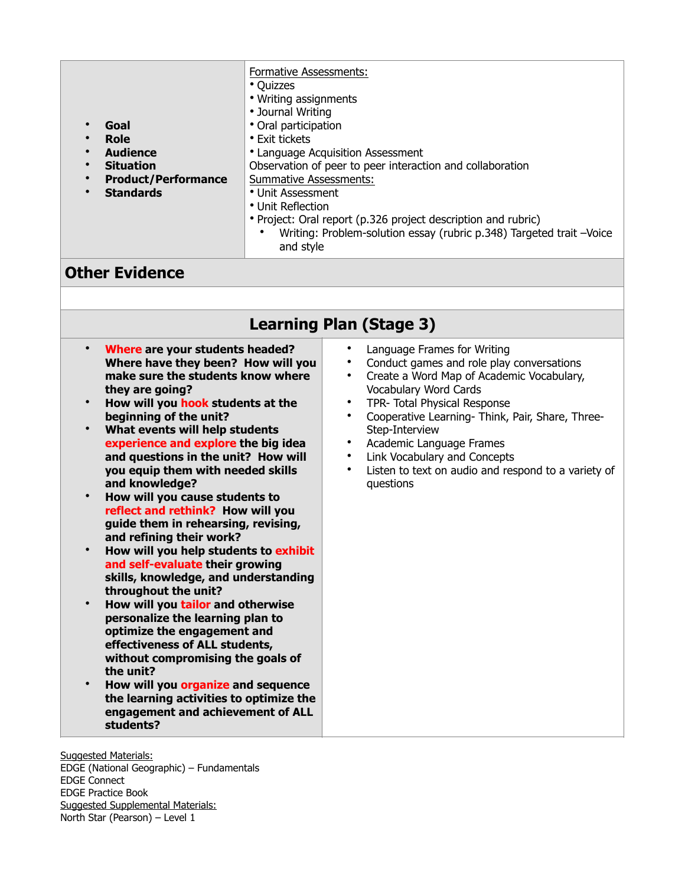| • **Goal**<br>• **Role**<br>• **Audience**<br>• **Situation**<br>• **Product/Performance**<br>• **Standards** | Formative Assessments:<br>• Quizzes<br>• Writing assignments<br>• Journal Writing<br>• Oral participation<br>• Exit tickets<br>• Language Acquisition Assessment<br>Observation of peer to peer interaction and collaboration<br>Summative Assessments:<br>• Unit Assessment<br>• Unit Reflection<br>• Project: Oral report (p.326 project description and rubric)<br>• Writing: Problem-solution essay (rubric p.348) Targeted trait –Voice and style |
|---|---|

## Other Evidence

## Learning Plan (Stage 3)

| • **Where are your students headed? Where have they been? How will you make sure the students know where they are going?**<br>• **How will you hook students at the beginning of the unit?**<br>• **What events will help students experience and explore the big idea and questions in the unit? How will you equip them with needed skills and knowledge?**<br>• **How will you cause students to reflect and rethink? How will you guide them in rehearsing, revising, and refining their work?**<br>• **How will you help students to exhibit and self-evaluate their growing skills, knowledge, and understanding throughout the unit?**<br>• **How will you tailor and otherwise personalize the learning plan to optimize the engagement and effectiveness of ALL students, without compromising the goals of the unit?**<br>• **How will you organize and sequence the learning activities to optimize the engagement and achievement of ALL students?** | • Language Frames for Writing<br>• Conduct games and role play conversations<br>• Create a Word Map of Academic Vocabulary, Vocabulary Word Cards<br>• TPR- Total Physical Response<br>• Cooperative Learning- Think, Pair, Share, Three-Step-Interview<br>• Academic Language Frames<br>• Link Vocabulary and Concepts<br>• Listen to text on audio and respond to a variety of questions |
|---|---|

Suggested Materials:
EDGE (National Geographic) – Fundamentals
EDGE Connect
EDGE Practice Book
Suggested Supplemental Materials:
North Star (Pearson) – Level 1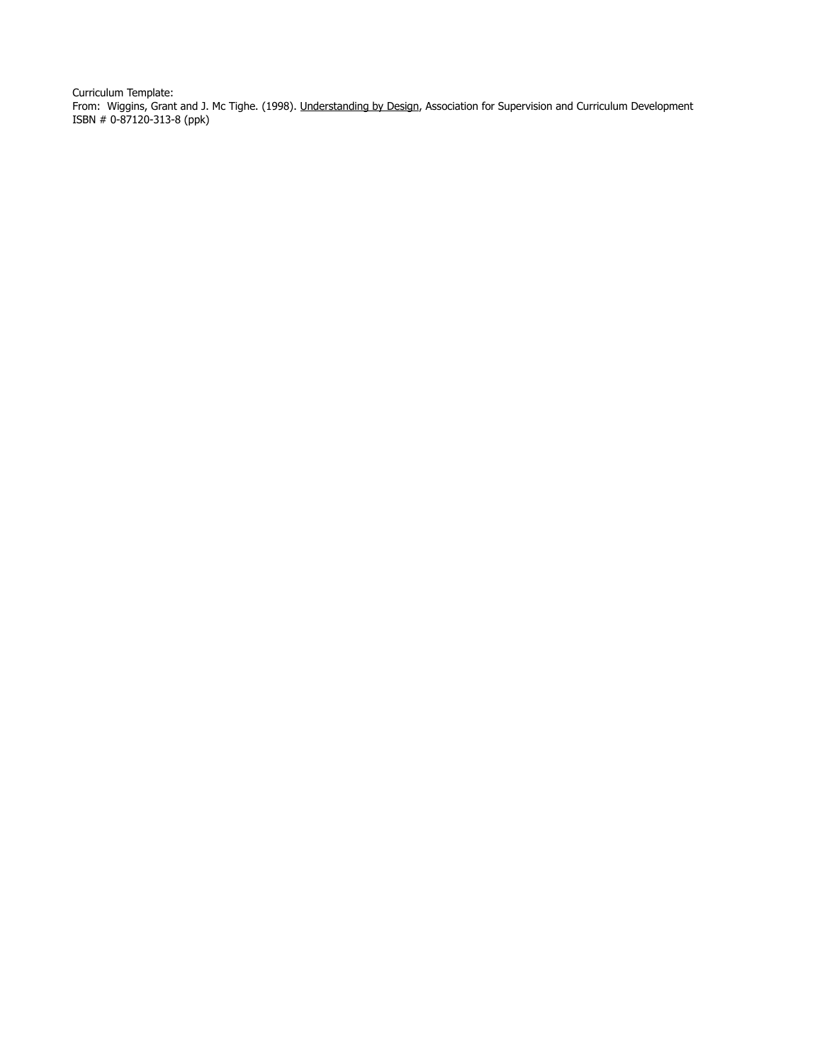Curriculum Template:
From: Wiggins, Grant and J. Mc Tighe. (1998). Understanding by Design, Association for Supervision and Curriculum Development
ISBN # 0-87120-313-8 (ppk)